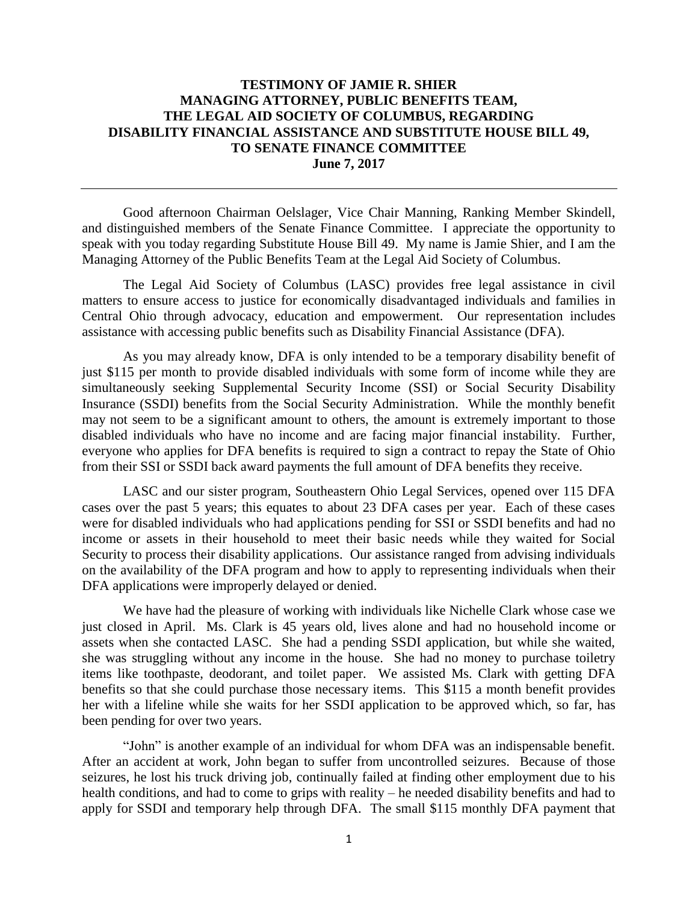**TESTIMONY OF JAMIE R. SHIER**
**MANAGING ATTORNEY, PUBLIC BENEFITS TEAM,**
**THE LEGAL AID SOCIETY OF COLUMBUS, REGARDING**
**DISABILITY FINANCIAL ASSISTANCE AND SUBSTITUTE HOUSE BILL 49,**
**TO SENATE FINANCE COMMITTEE**
**June 7, 2017**

---

Good afternoon Chairman Oelslager, Vice Chair Manning, Ranking Member Skindell, and distinguished members of the Senate Finance Committee. I appreciate the opportunity to speak with you today regarding Substitute House Bill 49. My name is Jamie Shier, and I am the Managing Attorney of the Public Benefits Team at the Legal Aid Society of Columbus.

The Legal Aid Society of Columbus (LASC) provides free legal assistance in civil matters to ensure access to justice for economically disadvantaged individuals and families in Central Ohio through advocacy, education and empowerment. Our representation includes assistance with accessing public benefits such as Disability Financial Assistance (DFA).

As you may already know, DFA is only intended to be a temporary disability benefit of just $115 per month to provide disabled individuals with some form of income while they are simultaneously seeking Supplemental Security Income (SSI) or Social Security Disability Insurance (SSDI) benefits from the Social Security Administration. While the monthly benefit may not seem to be a significant amount to others, the amount is extremely important to those disabled individuals who have no income and are facing major financial instability. Further, everyone who applies for DFA benefits is required to sign a contract to repay the State of Ohio from their SSI or SSDI back award payments the full amount of DFA benefits they receive.

LASC and our sister program, Southeastern Ohio Legal Services, opened over 115 DFA cases over the past 5 years; this equates to about 23 DFA cases per year. Each of these cases were for disabled individuals who had applications pending for SSI or SSDI benefits and had no income or assets in their household to meet their basic needs while they waited for Social Security to process their disability applications. Our assistance ranged from advising individuals on the availability of the DFA program and how to apply to representing individuals when their DFA applications were improperly delayed or denied.

We have had the pleasure of working with individuals like Nichelle Clark whose case we just closed in April. Ms. Clark is 45 years old, lives alone and had no household income or assets when she contacted LASC. She had a pending SSDI application, but while she waited, she was struggling without any income in the house. She had no money to purchase toiletry items like toothpaste, deodorant, and toilet paper. We assisted Ms. Clark with getting DFA benefits so that she could purchase those necessary items. This $115 a month benefit provides her with a lifeline while she waits for her SSDI application to be approved which, so far, has been pending for over two years.

"John" is another example of an individual for whom DFA was an indispensable benefit. After an accident at work, John began to suffer from uncontrolled seizures. Because of those seizures, he lost his truck driving job, continually failed at finding other employment due to his health conditions, and had to come to grips with reality – he needed disability benefits and had to apply for SSDI and temporary help through DFA. The small $115 monthly DFA payment that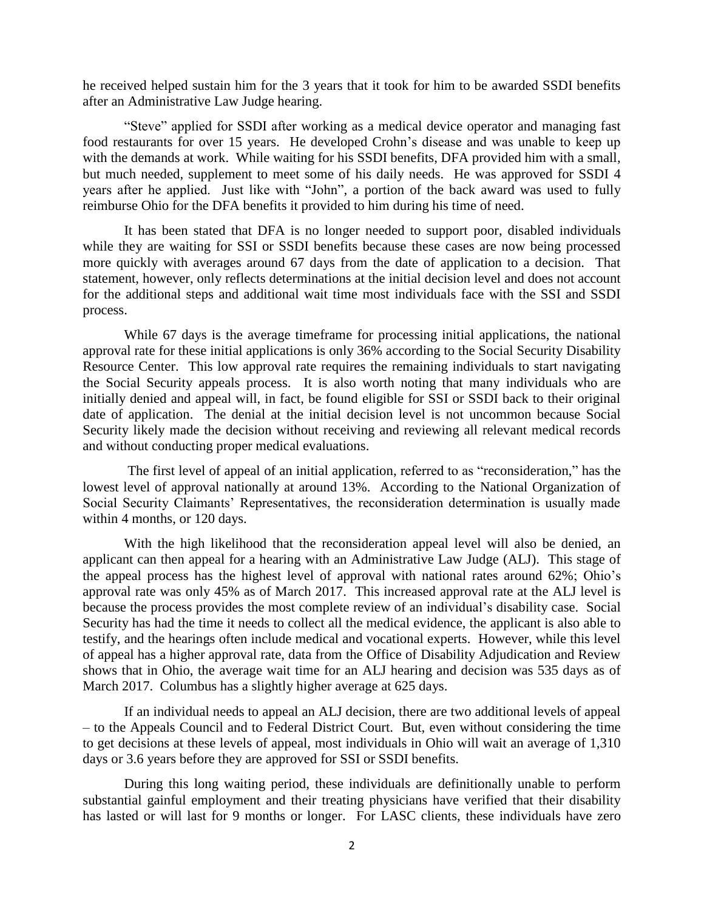he received helped sustain him for the 3 years that it took for him to be awarded SSDI benefits after an Administrative Law Judge hearing.

"Steve" applied for SSDI after working as a medical device operator and managing fast food restaurants for over 15 years. He developed Crohn's disease and was unable to keep up with the demands at work. While waiting for his SSDI benefits, DFA provided him with a small, but much needed, supplement to meet some of his daily needs. He was approved for SSDI 4 years after he applied. Just like with "John", a portion of the back award was used to fully reimburse Ohio for the DFA benefits it provided to him during his time of need.

It has been stated that DFA is no longer needed to support poor, disabled individuals while they are waiting for SSI or SSDI benefits because these cases are now being processed more quickly with averages around 67 days from the date of application to a decision. That statement, however, only reflects determinations at the initial decision level and does not account for the additional steps and additional wait time most individuals face with the SSI and SSDI process.

While 67 days is the average timeframe for processing initial applications, the national approval rate for these initial applications is only 36% according to the Social Security Disability Resource Center. This low approval rate requires the remaining individuals to start navigating the Social Security appeals process. It is also worth noting that many individuals who are initially denied and appeal will, in fact, be found eligible for SSI or SSDI back to their original date of application. The denial at the initial decision level is not uncommon because Social Security likely made the decision without receiving and reviewing all relevant medical records and without conducting proper medical evaluations.

The first level of appeal of an initial application, referred to as "reconsideration," has the lowest level of approval nationally at around 13%. According to the National Organization of Social Security Claimants' Representatives, the reconsideration determination is usually made within 4 months, or 120 days.

With the high likelihood that the reconsideration appeal level will also be denied, an applicant can then appeal for a hearing with an Administrative Law Judge (ALJ). This stage of the appeal process has the highest level of approval with national rates around 62%; Ohio's approval rate was only 45% as of March 2017. This increased approval rate at the ALJ level is because the process provides the most complete review of an individual's disability case. Social Security has had the time it needs to collect all the medical evidence, the applicant is also able to testify, and the hearings often include medical and vocational experts. However, while this level of appeal has a higher approval rate, data from the Office of Disability Adjudication and Review shows that in Ohio, the average wait time for an ALJ hearing and decision was 535 days as of March 2017. Columbus has a slightly higher average at 625 days.

If an individual needs to appeal an ALJ decision, there are two additional levels of appeal – to the Appeals Council and to Federal District Court. But, even without considering the time to get decisions at these levels of appeal, most individuals in Ohio will wait an average of 1,310 days or 3.6 years before they are approved for SSI or SSDI benefits.

During this long waiting period, these individuals are definitionally unable to perform substantial gainful employment and their treating physicians have verified that their disability has lasted or will last for 9 months or longer. For LASC clients, these individuals have zero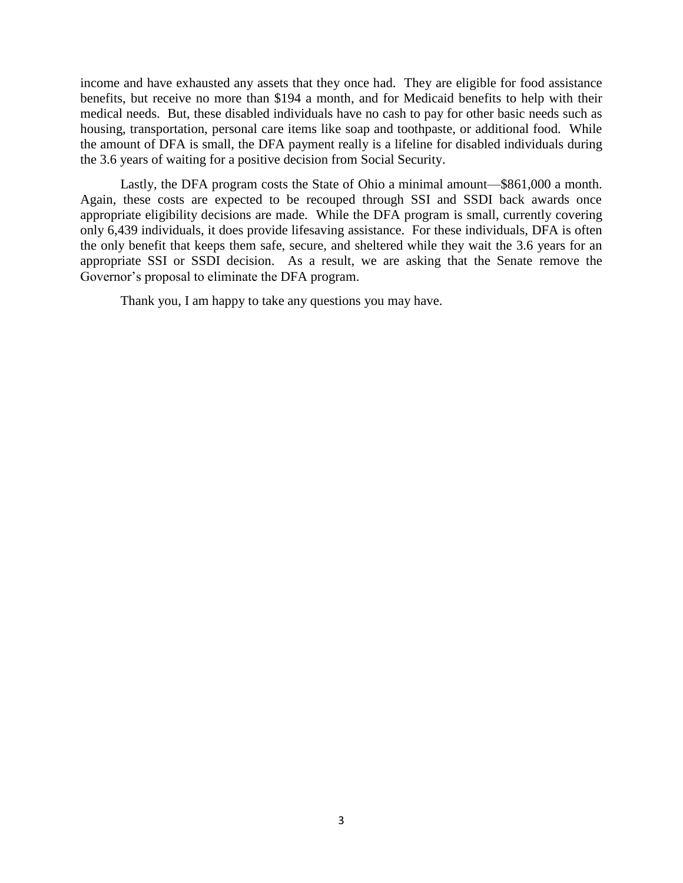income and have exhausted any assets that they once had. They are eligible for food assistance benefits, but receive no more than $194 a month, and for Medicaid benefits to help with their medical needs. But, these disabled individuals have no cash to pay for other basic needs such as housing, transportation, personal care items like soap and toothpaste, or additional food. While the amount of DFA is small, the DFA payment really is a lifeline for disabled individuals during the 3.6 years of waiting for a positive decision from Social Security.

Lastly, the DFA program costs the State of Ohio a minimal amount—$861,000 a month. Again, these costs are expected to be recouped through SSI and SSDI back awards once appropriate eligibility decisions are made. While the DFA program is small, currently covering only 6,439 individuals, it does provide lifesaving assistance. For these individuals, DFA is often the only benefit that keeps them safe, secure, and sheltered while they wait the 3.6 years for an appropriate SSI or SSDI decision. As a result, we are asking that the Senate remove the Governor's proposal to eliminate the DFA program.

Thank you, I am happy to take any questions you may have.